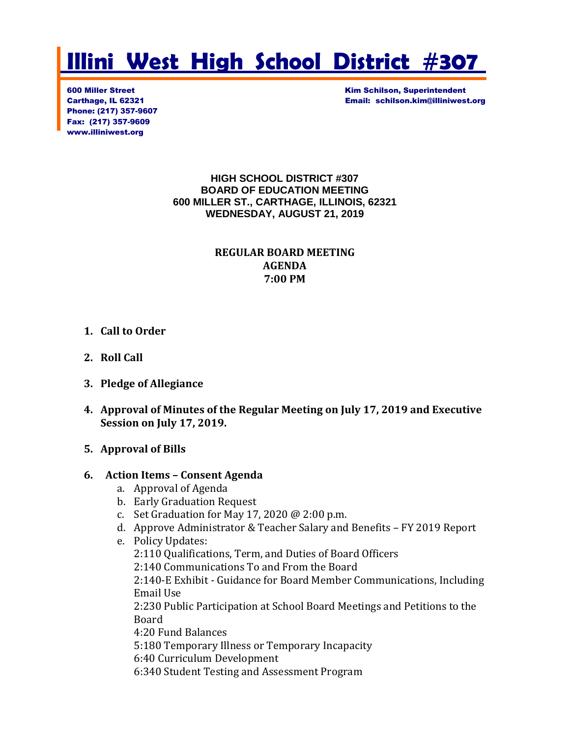# Illini West High School District #307

600 Miller Street
Carthage, IL 62321
Phone: (217) 357-9607
Fax: (217) 357-9609
www.illiniwest.org

Kim Schilson, Superintendent
Email: schilson.kim@illiniwest.org

**HIGH SCHOOL DISTRICT #307**
**BOARD OF EDUCATION MEETING**
**600 MILLER ST., CARTHAGE, ILLINOIS, 62321**
**WEDNESDAY, AUGUST 21, 2019**

**REGULAR BOARD MEETING**
**AGENDA**
**7:00 PM**

1. **Call to Order**
2. **Roll Call**
3. **Pledge of Allegiance**
4. **Approval of Minutes of the Regular Meeting on July 17, 2019 and Executive Session on July 17, 2019.**
5. **Approval of Bills**
6. **Action Items – Consent Agenda**
   a. Approval of Agenda
   b. Early Graduation Request
   c. Set Graduation for May 17, 2020 @ 2:00 p.m.
   d. Approve Administrator & Teacher Salary and Benefits – FY 2019 Report
   e. Policy Updates:
      2:110 Qualifications, Term, and Duties of Board Officers
      2:140 Communications To and From the Board
      2:140-E Exhibit - Guidance for Board Member Communications, Including Email Use
      2:230 Public Participation at School Board Meetings and Petitions to the Board
      4:20 Fund Balances
      5:180 Temporary Illness or Temporary Incapacity
      6:40 Curriculum Development
      6:340 Student Testing and Assessment Program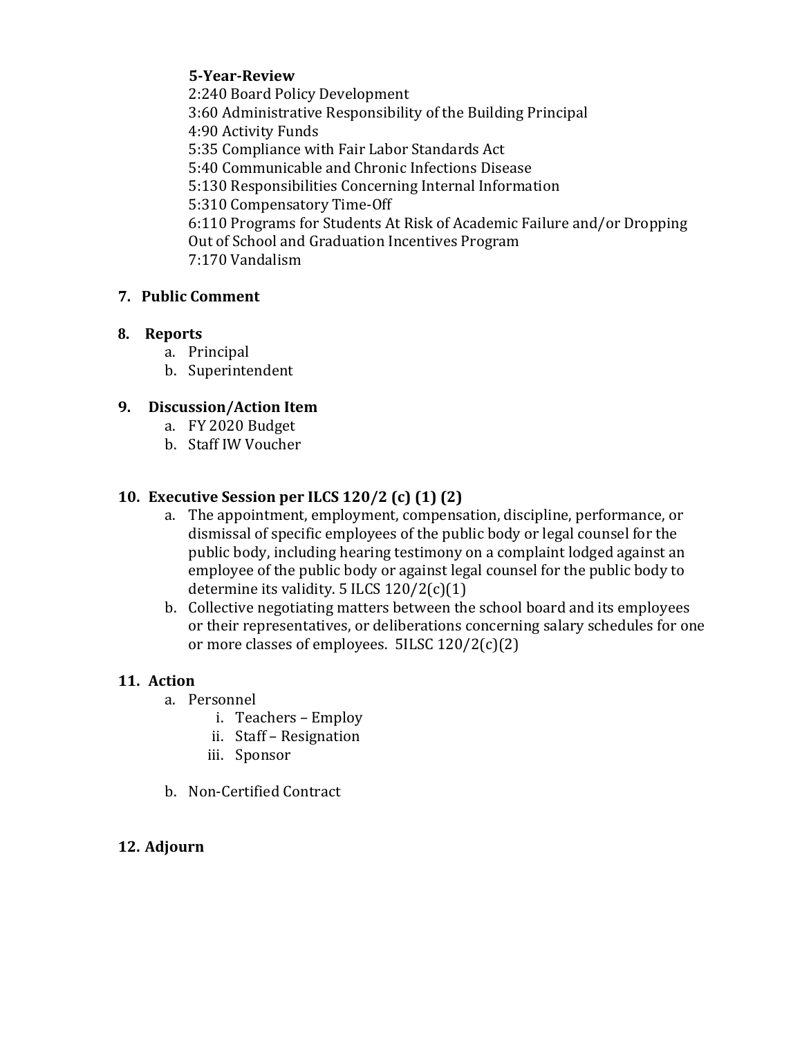**5-Year-Review**

2:240 Board Policy Development
3:60 Administrative Responsibility of the Building Principal
4:90 Activity Funds
5:35 Compliance with Fair Labor Standards Act
5:40 Communicable and Chronic Infections Disease
5:130 Responsibilities Concerning Internal Information
5:310 Compensatory Time-Off
6:110 Programs for Students At Risk of Academic Failure and/or Dropping Out of School and Graduation Incentives Program
7:170 Vandalism

7. **Public Comment**

8. **Reports**
   a. Principal
   b. Superintendent

9. **Discussion/Action Item**
   a. FY 2020 Budget
   b. Staff IW Voucher

10. **Executive Session per ILCS 120/2 (c) (1) (2)**
    a. The appointment, employment, compensation, discipline, performance, or dismissal of specific employees of the public body or legal counsel for the public body, including hearing testimony on a complaint lodged against an employee of the public body or against legal counsel for the public body to determine its validity. 5 ILCS 120/2(c)(1)
    b. Collective negotiating matters between the school board and its employees or their representatives, or deliberations concerning salary schedules for one or more classes of employees. 5ILSC 120/2(c)(2)

11. **Action**
    a. Personnel
       i. Teachers – Employ
       ii. Staff – Resignation
       iii. Sponsor

    b. Non-Certified Contract

12. **Adjourn**